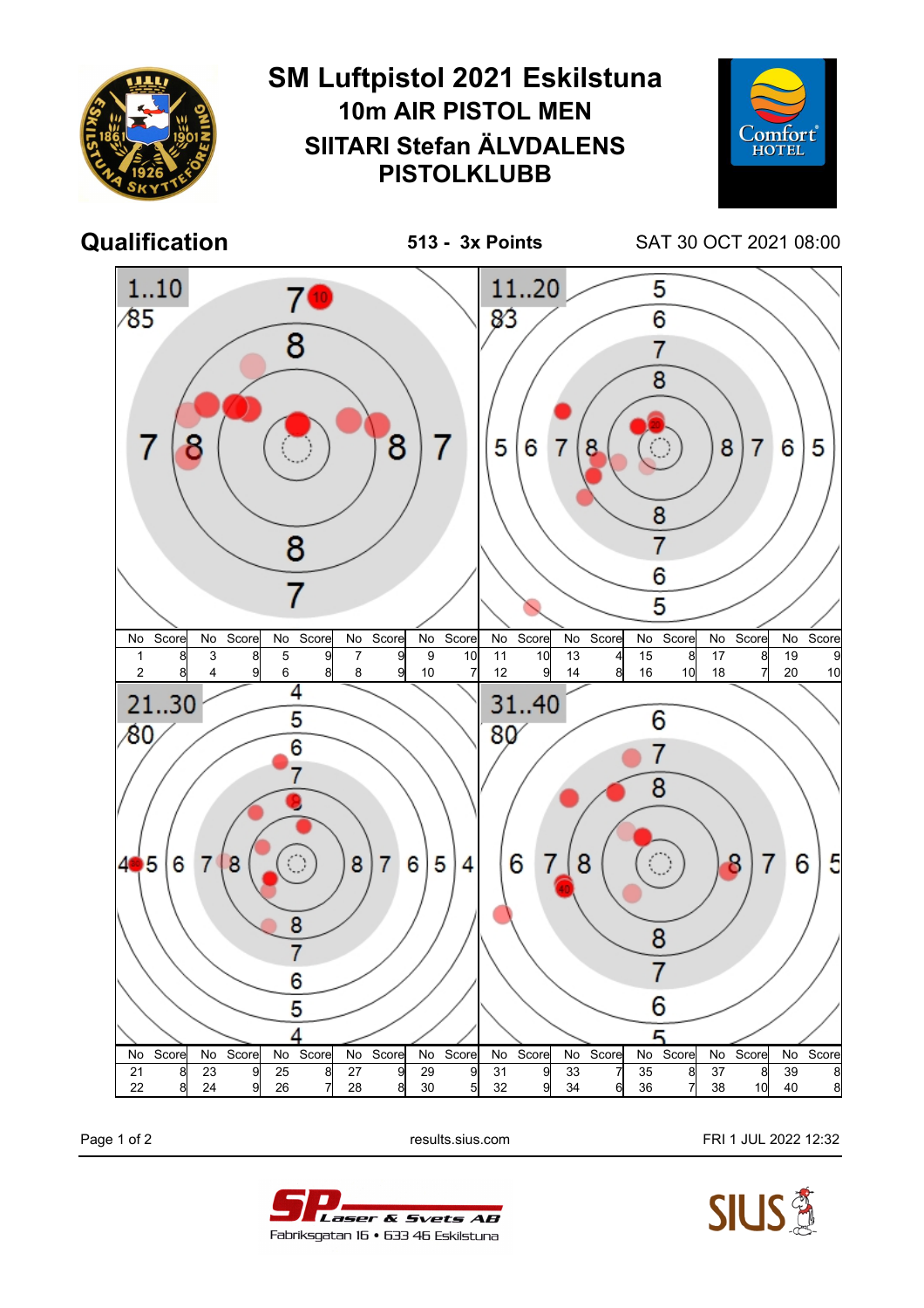# SM Luftpistol 2021 Eskilstuna

## 10m AIR PISTOL MEN

## SIITARI Stefan ÄLVDALENS PISTOLKLUBB

**Qualification** **513 - 3x Points** SAT 30 OCT 2021 08:00

### 1..10 — 85

| No | Score | No | Score | No | Score | No | Score | No | Score |
|---|---|---|---|---|---|---|---|---|---|
| 1 | 8 | 3 | 8 | 5 | 9 | 7 | 9 | 9 | 10 |
| 2 | 8 | 4 | 9 | 6 | 8 | 8 | 9 | 10 | 7 |

### 11..20 — 83

| No | Score | No | Score | No | Score | No | Score | No | Score |
|---|---|---|---|---|---|---|---|---|---|
| 11 | 10 | 13 | 4 | 15 | 8 | 17 | 8 | 19 | 9 |
| 12 | 9 | 14 | 8 | 16 | 10 | 18 | 7 | 20 | 10 |

### 21..30 — 80

| No | Score | No | Score | No | Score | No | Score | No | Score |
|---|---|---|---|---|---|---|---|---|---|
| 21 | 8 | 23 | 9 | 25 | 8 | 27 | 9 | 29 | 9 |
| 22 | 8 | 24 | 9 | 26 | 7 | 28 | 8 | 30 | 5 |

### 31..40 — 80

| No | Score | No | Score | No | Score | No | Score | No | Score |
|---|---|---|---|---|---|---|---|---|---|
| 31 | 9 | 33 | 7 | 35 | 8 | 37 | 8 | 39 | 8 |
| 32 | 9 | 34 | 6 | 36 | 7 | 38 | 10 | 40 | 8 |

results.sius.com FRI 1 JUL 2022 12:32

SP Laser & Svets AB
Fabriksgatan 16 • 633 46 Eskilstuna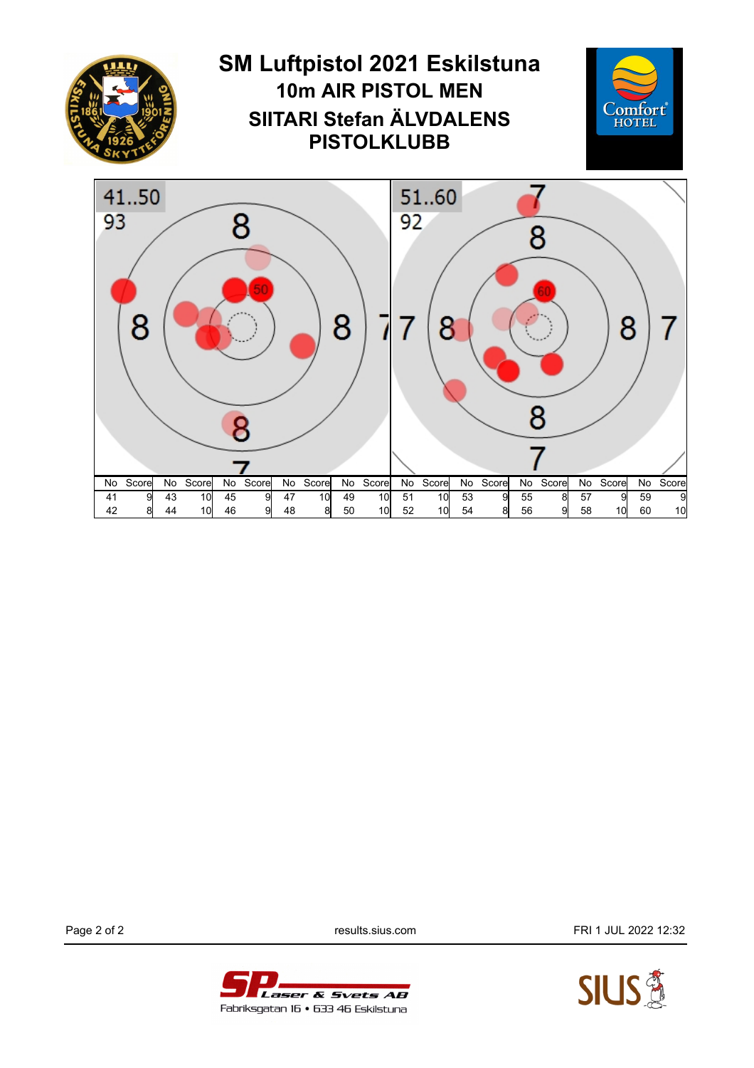# SM Luftpistol 2021 Eskilstuna

## 10m AIR PISTOL MEN

## SIITARI Stefan ÄLVDALENS PISTOLKLUBB

41..50
93

51..60
92

| No | Score | No | Score | No | Score | No | Score | No | Score | No | Score | No | Score | No | Score | No | Score | No | Score |
|---|---|---|---|---|---|---|---|---|---|---|---|---|---|---|---|---|---|---|---|
| 41 | 9 | 43 | 10 | 45 | 9 | 47 | 10 | 49 | 10 | 51 | 10 | 53 | 9 | 55 | 8 | 57 | 9 | 59 | 9 |
| 42 | 8 | 44 | 10 | 46 | 9 | 48 | 8 | 50 | 10 | 52 | 10 | 54 | 8 | 56 | 9 | 58 | 10 | 60 | 10 |

results.sius.com

FRI 1 JUL 2022 12:32

SP Laser & Svets AB
Fabriksgatan 16 • 633 46 Eskilstuna